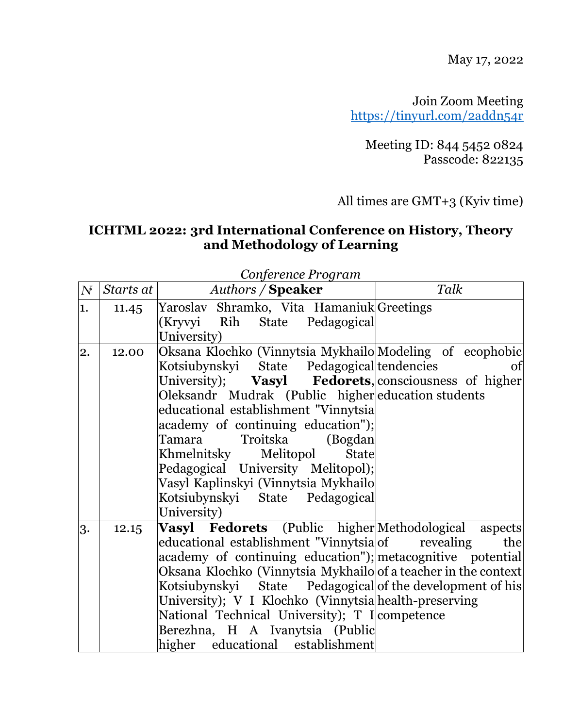May 17, 2022

Join Zoom Meeting
https://tinyurl.com/2addn54r

Meeting ID: 844 5452 0824
Passcode: 822135

All times are GMT+3 (Kyiv time)

## ICHTML 2022: 3rd International Conference on History, Theory and Methodology of Learning

*Conference Program*

| *№* | *Starts at* | *Authors* / **Speaker** | *Talk* |
|---|---|---|---|
| 1. | 11.45 | Yaroslav Shramko, Vita Hamaniuk (Kryvyi Rih State Pedagogical University) | Greetings |
| 2. | 12.00 | Oksana Klochko (Vinnytsia Mykhailo Kotsiubynskyi State Pedagogical University); **Vasyl Fedorets**, Oleksandr Mudrak (Public higher educational establishment "Vinnytsia academy of continuing education"); Tamara Troitska (Bogdan Khmelnitsky Melitopol State Pedagogical University Melitopol); Vasyl Kaplinskyi (Vinnytsia Mykhailo Kotsiubynskyi State Pedagogical University) | Modeling of ecophobic tendencies of consciousness of higher education students |
| 3. | 12.15 | **Vasyl Fedorets** (Public higher educational establishment "Vinnytsia academy of continuing education"); Oksana Klochko (Vinnytsia Mykhailo Kotsiubynskyi State Pedagogical University); V I Klochko (Vinnytsia National Technical University); T I Berezhna, H A Ivanytsia (Public higher educational establishment | Methodological aspects of revealing the metacognitive potential of a teacher in the context of the development of his health-preserving competence |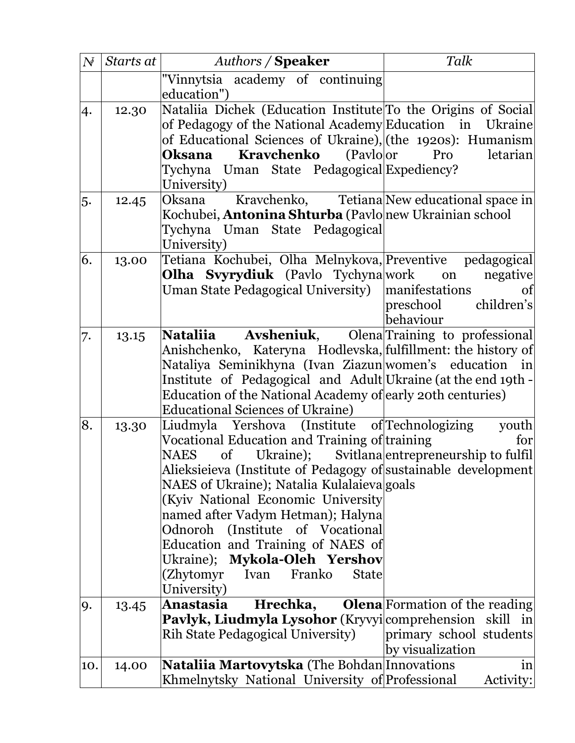| № | *Starts at* | *Authors* / **Speaker** | *Talk* |
|---|---|---|---|
| | | "Vinnytsia academy of continuing education") | |
| 4. | 12.30 | Nataliia Dichek (Education Institute of Pedagogy of the National Academy of Educational Sciences of Ukraine), **Oksana Kravchenko** (Pavlo Tychyna Uman State Pedagogical University) | To the Origins of Social Education in Ukraine (the 1920s): Humanism or Pro letarian Expediency? |
| 5. | 12.45 | Oksana Kravchenko, Tetiana Kochubei, **Antonina Shturba** (Pavlo Tychyna Uman State Pedagogical University) | New educational space in new Ukrainian school |
| 6. | 13.00 | Tetiana Kochubei, Olha Melnykova, **Olha Svyrydiuk** (Pavlo Tychyna Uman State Pedagogical University) | Preventive pedagogical work on negative manifestations of preschool children's behaviour |
| 7. | 13.15 | **Nataliia Avsheniuk**, Olena Anishchenko, Kateryna Hodlevska, Nataliya Seminikhyna (Ivan Ziazun Institute of Pedagogical and Adult Education of the National Academy of Educational Sciences of Ukraine) | Training to professional fulfillment: the history of women's education in Ukraine (at the end 19th - early 20th centuries) |
| 8. | 13.30 | Liudmyla Yershova (Institute of Vocational Education and Training of NAES of Ukraine); Svitlana Alieksieieva (Institute of Pedagogy of NAES of Ukraine); Natalia Kulalaieva (Kyiv National Economic University named after Vadym Hetman); Halyna Odnoroh (Institute of Vocational Education and Training of NAES of Ukraine); **Mykola-Oleh Yershov** (Zhytomyr Ivan Franko State University) | Technologizing youth training for entrepreneurship to fulfil sustainable development goals |
| 9. | 13.45 | **Anastasia Hrechka, Olena Pavlyk, Liudmyla Lysohor** (Kryvyi Rih State Pedagogical University) | Formation of the reading comprehension skill in primary school students by visualization |
| 10. | 14.00 | **Nataliia Martovytska** (The Bohdan Khmelnytsky National University of | Innovations in Professional Activity: |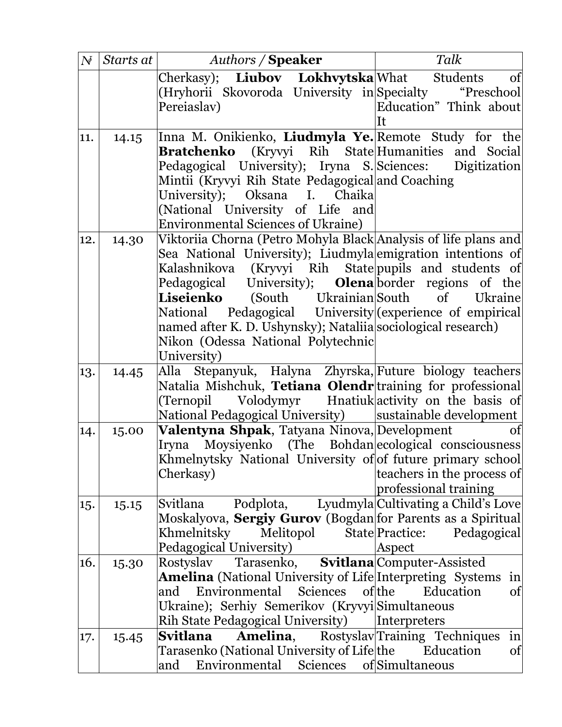| № | *Starts at* | *Authors /* **Speaker** | *Talk* |
|---|---|---|---|
| | | Cherkasy); **Liubov Lokhvytska** (Hryhorii Skovoroda University in Pereiaslav) | What Students of Specialty “Preschool Education” Think about It |
| 11. | 14.15 | Inna M. Onikienko, **Liudmyla Ye. Bratchenko** (Kryvyi Rih State Pedagogical University); Iryna S. Mintii (Kryvyi Rih State Pedagogical University); Oksana I. Chaika (National University of Life and Environmental Sciences of Ukraine) | Remote Study for the Humanities and Social Sciences: Digitization and Coaching |
| 12. | 14.30 | Viktoriia Chorna (Petro Mohyla Black Sea National University); Liudmyla Kalashnikova (Kryvyi Rih State Pedagogical University); **Olena Liseienko** (South Ukrainian National Pedagogical University named after K. D. Ushynsky); Nataliia Nikon (Odessa National Polytechnic University) | Analysis of life plans and emigration intentions of pupils and students of border regions of the South of Ukraine (experience of empirical sociological research) |
| 13. | 14.45 | Alla Stepanyuk, Halyna Zhyrska, Natalia Mishchuk, **Tetiana Olendr** (Ternopil Volodymyr Hnatiuk National Pedagogical University) | Future biology teachers training for professional activity on the basis of sustainable development |
| 14. | 15.00 | **Valentyna Shpak**, Tatyana Ninova, Iryna Moysiyenko (The Bohdan Khmelnytsky National University of Cherkasy) | Development of ecological consciousness of future primary school teachers in the process of professional training |
| 15. | 15.15 | Svitlana Podplota, Lyudmyla Moskalyova, **Sergiy Gurov** (Bogdan Khmelnitsky Melitopol State Pedagogical University) | Cultivating a Child’s Love for Parents as a Spiritual Practice: Pedagogical Aspect |
| 16. | 15.30 | Rostyslav Tarasenko, **Svitlana Amelina** (National University of Life and Environmental Sciences of Ukraine); Serhiy Semerikov (Kryvyi Rih State Pedagogical University) | Computer-Assisted Interpreting Systems in the Education of Simultaneous Interpreters |
| 17. | 15.45 | **Svitlana Amelina**, Rostyslav Tarasenko (National University of Life and Environmental Sciences of | Training Techniques in the Education of Simultaneous |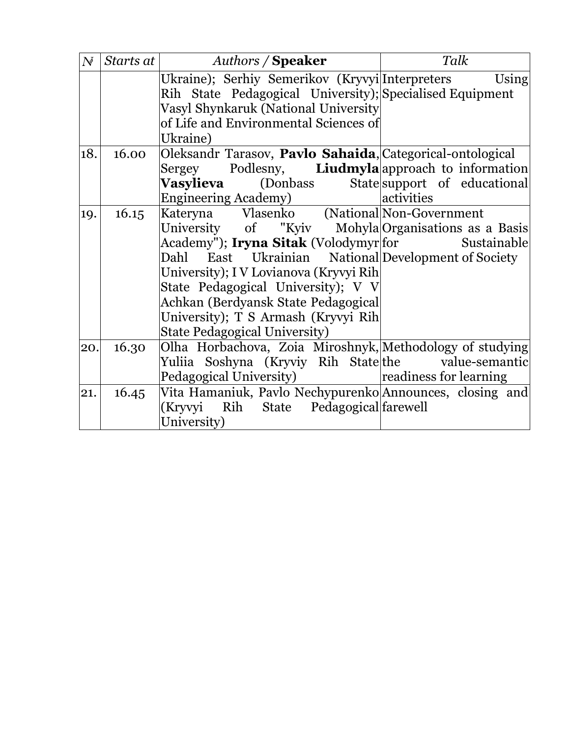| № | *Starts at* | *Authors* / **Speaker** | *Talk* |
|---|---|---|---|
| | | Ukraine); Serhiy Semerikov (Kryvyi Rih State Pedagogical University); Vasyl Shynkaruk (National University of Life and Environmental Sciences of Ukraine) | Interpreters Using Specialised Equipment |
| 18. | 16.00 | Oleksandr Tarasov, **Pavlo Sahaida**, Sergey Podlesny, **Liudmyla Vasylieva** (Donbass State Engineering Academy) | Categorical-ontological approach to information support of educational activities |
| 19. | 16.15 | Kateryna Vlasenko (National University of "Kyiv Mohyla Academy"); **Iryna Sitak** (Volodymyr Dahl East Ukrainian National University); I V Lovianova (Kryvyi Rih State Pedagogical University); V V Achkan (Berdyansk State Pedagogical University); T S Armash (Kryvyi Rih State Pedagogical University) | Non-Government Organisations as a Basis for Sustainable Development of Society |
| 20. | 16.30 | Olha Horbachova, Zoia Miroshnyk, Yuliia Soshyna (Kryviy Rih State Pedagogical University) | Methodology of studying the value-semantic readiness for learning |
| 21. | 16.45 | Vita Hamaniuk, Pavlo Nechypurenko (Kryvyi Rih State Pedagogical University) | Announces, closing and farewell |